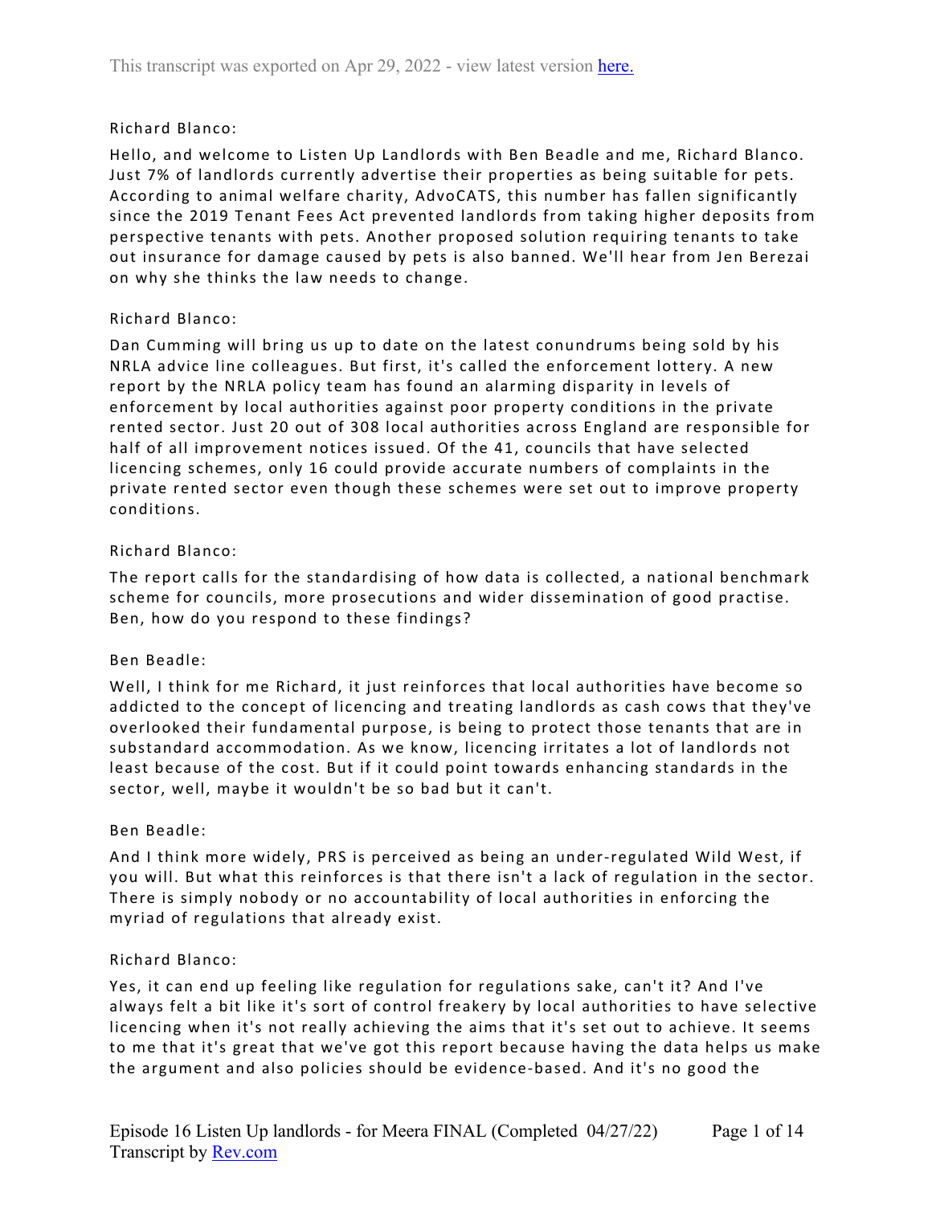Richard Blanco:

Hello, and welcome to Listen Up Landlords with Ben Beadle and me, Richard Blanco. Just 7% of landlords currently advertise their properties as being suitable for pets. According to animal welfare charity, AdvoCATS, this number has fallen significantly since the 2019 Tenant Fees Act prevented landlords from taking higher deposits from perspective tenants with pets. Another proposed solution requiring tenants to take out insurance for damage caused by pets is also banned. We'll hear from Jen Berezai on why she thinks the law needs to change.

Richard Blanco:

Dan Cumming will bring us up to date on the latest conundrums being sold by his NRLA advice line colleagues. But first, it's called the enforcement lottery. A new report by the NRLA policy team has found an alarming disparity in levels of enforcement by local authorities against poor property conditions in the private rented sector. Just 20 out of 308 local authorities across England are responsible for half of all improvement notices issued. Of the 41, councils that have selected licencing schemes, only 16 could provide accurate numbers of complaints in the private rented sector even though these schemes were set out to improve property conditions.

Richard Blanco:

The report calls for the standardising of how data is collected, a national benchmark scheme for councils, more prosecutions and wider dissemination of good practise. Ben, how do you respond to these findings?

Ben Beadle:

Well, I think for me Richard, it just reinforces that local authorities have become so addicted to the concept of licencing and treating landlords as cash cows that they've overlooked their fundamental purpose, is being to protect those tenants that are in substandard accommodation. As we know, licencing irritates a lot of landlords not least because of the cost. But if it could point towards enhancing standards in the sector, well, maybe it wouldn't be so bad but it can't.

Ben Beadle:

And I think more widely, PRS is perceived as being an under-regulated Wild West, if you will. But what this reinforces is that there isn't a lack of regulation in the sector. There is simply nobody or no accountability of local authorities in enforcing the myriad of regulations that already exist.

Richard Blanco:

Yes, it can end up feeling like regulation for regulations sake, can't it? And I've always felt a bit like it's sort of control freakery by local authorities to have selective licencing when it's not really achieving the aims that it's set out to achieve. It seems to me that it's great that we've got this report because having the data helps us make the argument and also policies should be evidence-based. And it's no good the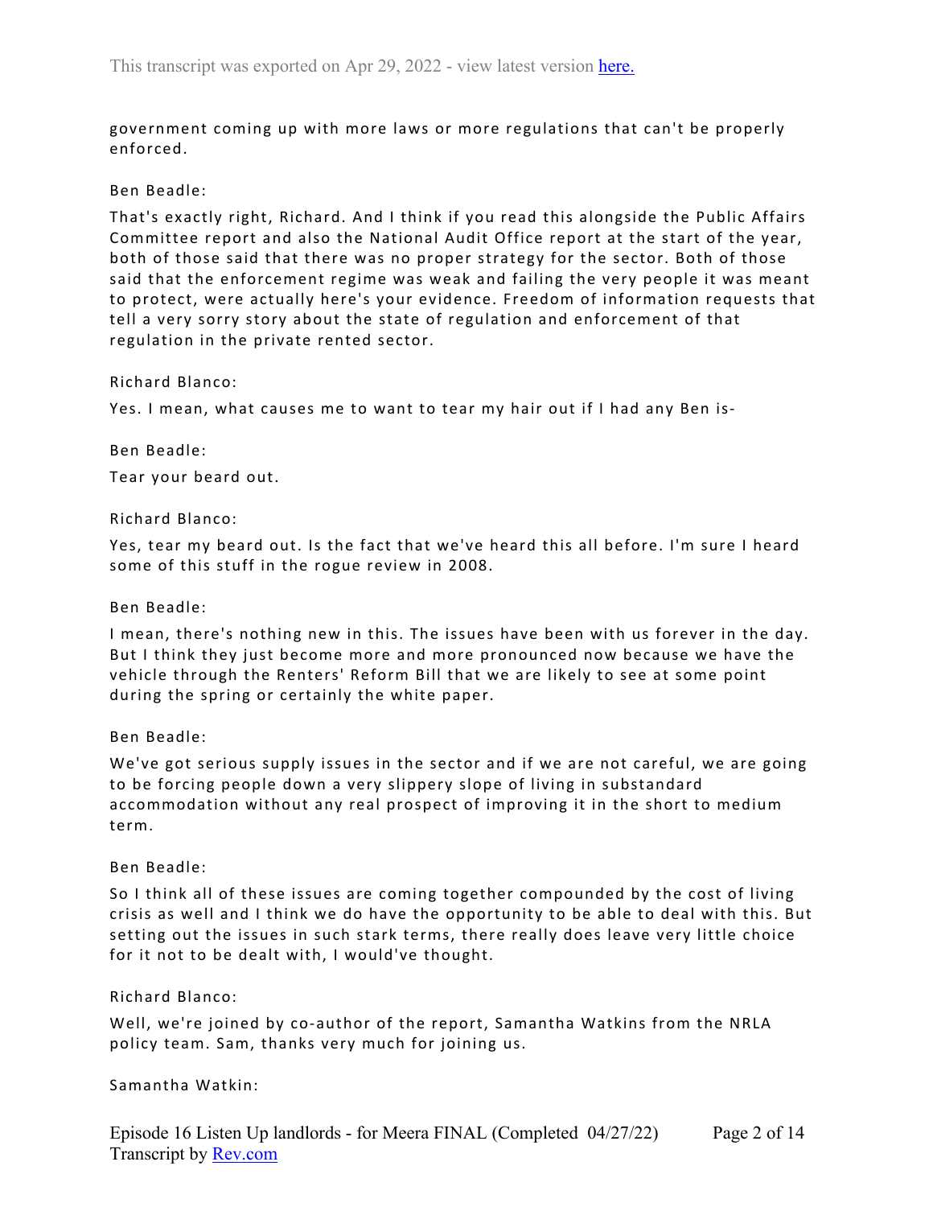government coming up with more laws or more regulations that can't be properly enforced.

Ben Beadle:

That's exactly right, Richard. And I think if you read this alongside the Public Affairs Committee report and also the National Audit Office report at the start of the year, both of those said that there was no proper strategy for the sector. Both of those said that the enforcement regime was weak and failing the very people it was meant to protect, were actually here's your evidence. Freedom of information requests that tell a very sorry story about the state of regulation and enforcement of that regulation in the private rented sector.

Richard Blanco:

Yes. I mean, what causes me to want to tear my hair out if I had any Ben is-

Ben Beadle:

Tear your beard out.

Richard Blanco:

Yes, tear my beard out. Is the fact that we've heard this all before. I'm sure I heard some of this stuff in the rogue review in 2008.

Ben Beadle:

I mean, there's nothing new in this. The issues have been with us forever in the day. But I think they just become more and more pronounced now because we have the vehicle through the Renters' Reform Bill that we are likely to see at some point during the spring or certainly the white paper.

Ben Beadle:

We've got serious supply issues in the sector and if we are not careful, we are going to be forcing people down a very slippery slope of living in substandard accommodation without any real prospect of improving it in the short to medium term.

Ben Beadle:

So I think all of these issues are coming together compounded by the cost of living crisis as well and I think we do have the opportunity to be able to deal with this. But setting out the issues in such stark terms, there really does leave very little choice for it not to be dealt with, I would've thought.

Richard Blanco:

Well, we're joined by co-author of the report, Samantha Watkins from the NRLA policy team. Sam, thanks very much for joining us.

Samantha Watkin: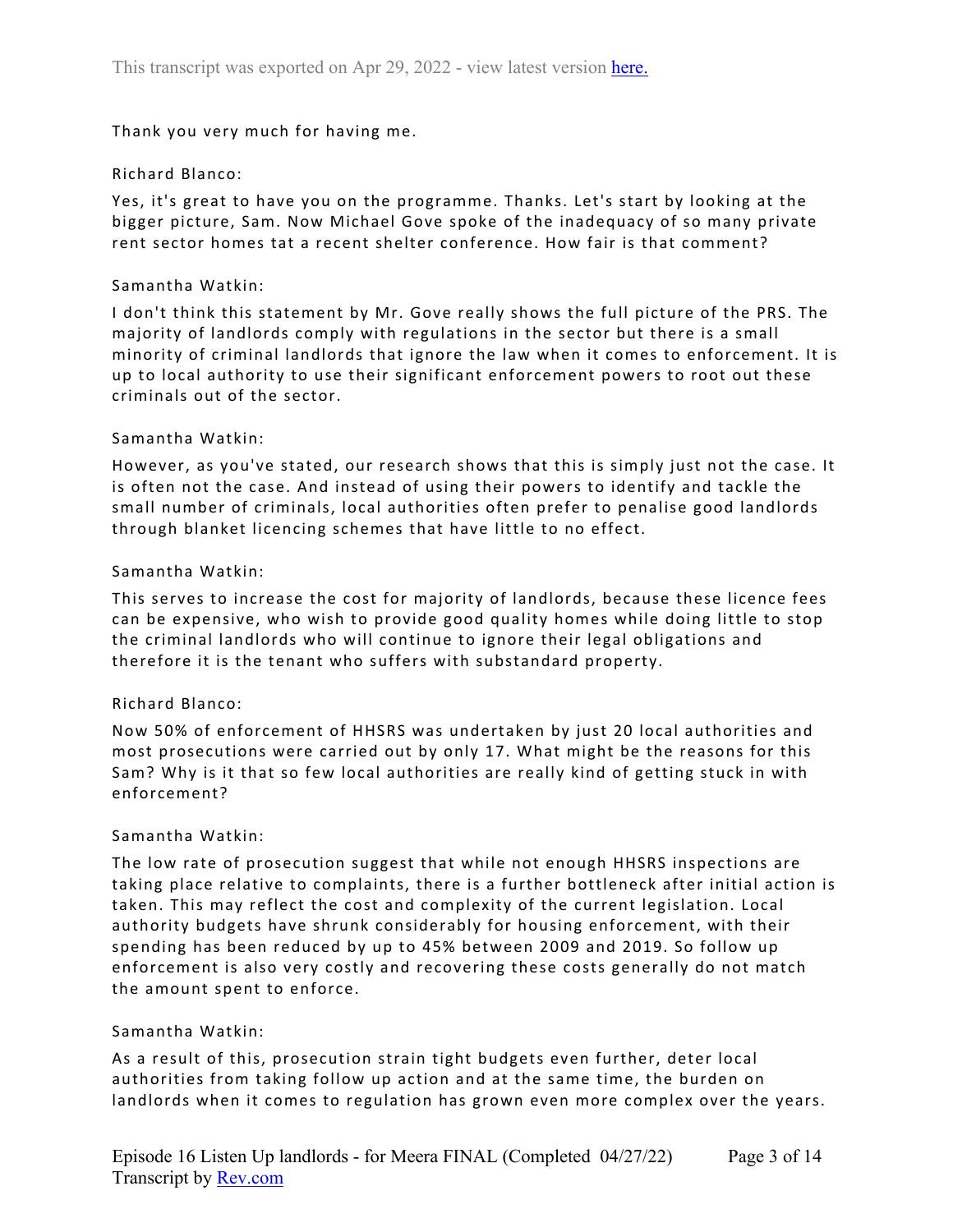Thank you very much for having me.

Richard Blanco:

Yes, it's great to have you on the programme. Thanks. Let's start by looking at the bigger picture, Sam. Now Michael Gove spoke of the inadequacy of so many private rent sector homes tat a recent shelter conference. How fair is that comment?

Samantha Watkin:

I don't think this statement by Mr. Gove really shows the full picture of the PRS. The majority of landlords comply with regulations in the sector but there is a small minority of criminal landlords that ignore the law when it comes to enforcement. It is up to local authority to use their significant enforcement powers to root out these criminals out of the sector.

Samantha Watkin:

However, as you've stated, our research shows that this is simply just not the case. It is often not the case. And instead of using their powers to identify and tackle the small number of criminals, local authorities often prefer to penalise good landlords through blanket licencing schemes that have little to no effect.

Samantha Watkin:

This serves to increase the cost for majority of landlords, because these licence fees can be expensive, who wish to provide good quality homes while doing little to stop the criminal landlords who will continue to ignore their legal obligations and therefore it is the tenant who suffers with substandard property.

Richard Blanco:

Now 50% of enforcement of HHSRS was undertaken by just 20 local authorities and most prosecutions were carried out by only 17. What might be the reasons for this Sam? Why is it that so few local authorities are really kind of getting stuck in with enforcement?

Samantha Watkin:

The low rate of prosecution suggest that while not enough HHSRS inspections are taking place relative to complaints, there is a further bottleneck after initial action is taken. This may reflect the cost and complexity of the current legislation. Local authority budgets have shrunk considerably for housing enforcement, with their spending has been reduced by up to 45% between 2009 and 2019. So follow up enforcement is also very costly and recovering these costs generally do not match the amount spent to enforce.

Samantha Watkin:

As a result of this, prosecution strain tight budgets even further, deter local authorities from taking follow up action and at the same time, the burden on landlords when it comes to regulation has grown even more complex over the years.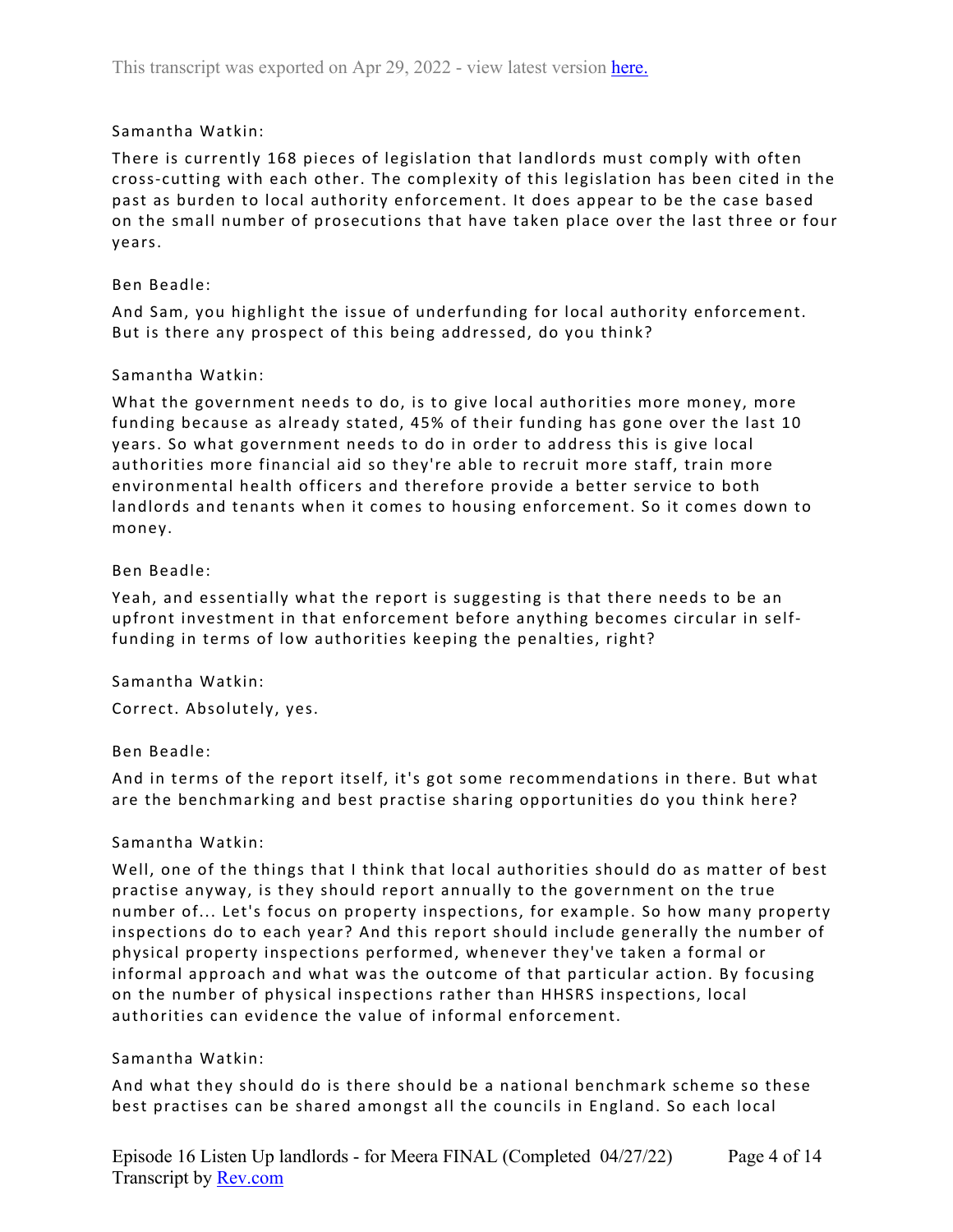Samantha Watkin:

There is currently 168 pieces of legislation that landlords must comply with often cross-cutting with each other. The complexity of this legislation has been cited in the past as burden to local authority enforcement. It does appear to be the case based on the small number of prosecutions that have taken place over the last three or four years.

Ben Beadle:

And Sam, you highlight the issue of underfunding for local authority enforcement. But is there any prospect of this being addressed, do you think?

Samantha Watkin:

What the government needs to do, is to give local authorities more money, more funding because as already stated, 45% of their funding has gone over the last 10 years. So what government needs to do in order to address this is give local authorities more financial aid so they're able to recruit more staff, train more environmental health officers and therefore provide a better service to both landlords and tenants when it comes to housing enforcement. So it comes down to money.

Ben Beadle:

Yeah, and essentially what the report is suggesting is that there needs to be an upfront investment in that enforcement before anything becomes circular in self-funding in terms of low authorities keeping the penalties, right?

Samantha Watkin:

Correct. Absolutely, yes.

Ben Beadle:

And in terms of the report itself, it's got some recommendations in there. But what are the benchmarking and best practise sharing opportunities do you think here?

Samantha Watkin:

Well, one of the things that I think that local authorities should do as matter of best practise anyway, is they should report annually to the government on the true number of... Let's focus on property inspections, for example. So how many property inspections do to each year? And this report should include generally the number of physical property inspections performed, whenever they've taken a formal or informal approach and what was the outcome of that particular action. By focusing on the number of physical inspections rather than HHSRS inspections, local authorities can evidence the value of informal enforcement.

Samantha Watkin:

And what they should do is there should be a national benchmark scheme so these best practises can be shared amongst all the councils in England. So each local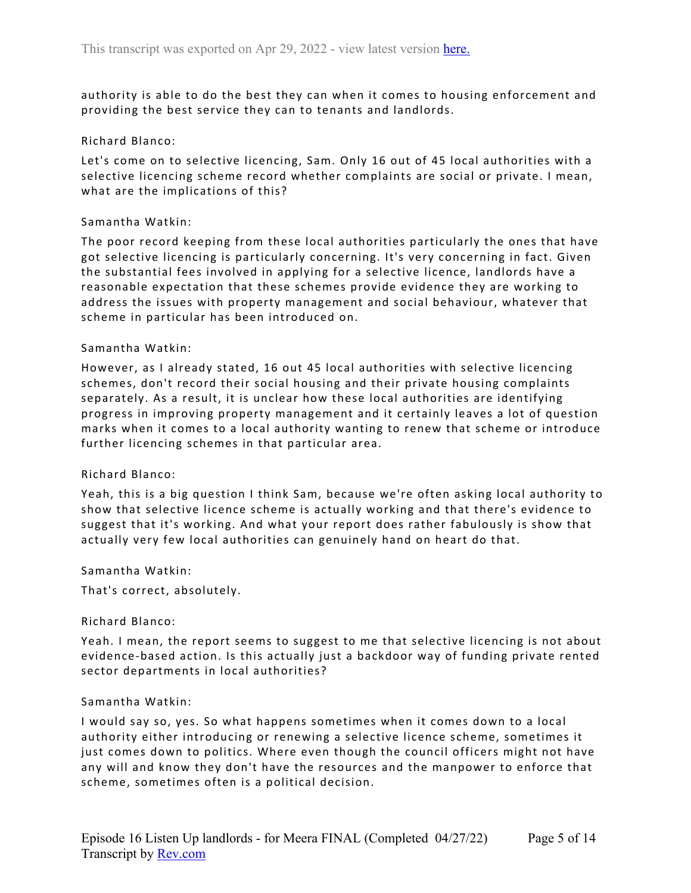authority is able to do the best they can when it comes to housing enforcement and providing the best service they can to tenants and landlords.

Richard Blanco:

Let's come on to selective licencing, Sam. Only 16 out of 45 local authorities with a selective licencing scheme record whether complaints are social or private. I mean, what are the implications of this?

Samantha Watkin:

The poor record keeping from these local authorities particularly the ones that have got selective licencing is particularly concerning. It's very concerning in fact. Given the substantial fees involved in applying for a selective licence, landlords have a reasonable expectation that these schemes provide evidence they are working to address the issues with property management and social behaviour, whatever that scheme in particular has been introduced on.

Samantha Watkin:

However, as I already stated, 16 out 45 local authorities with selective licencing schemes, don't record their social housing and their private housing complaints separately. As a result, it is unclear how these local authorities are identifying progress in improving property management and it certainly leaves a lot of question marks when it comes to a local authority wanting to renew that scheme or introduce further licencing schemes in that particular area.

Richard Blanco:

Yeah, this is a big question I think Sam, because we're often asking local authority to show that selective licence scheme is actually working and that there's evidence to suggest that it's working. And what your report does rather fabulously is show that actually very few local authorities can genuinely hand on heart do that.

Samantha Watkin:

That's correct, absolutely.

Richard Blanco:

Yeah. I mean, the report seems to suggest to me that selective licencing is not about evidence-based action. Is this actually just a backdoor way of funding private rented sector departments in local authorities?

Samantha Watkin:

I would say so, yes. So what happens sometimes when it comes down to a local authority either introducing or renewing a selective licence scheme, sometimes it just comes down to politics. Where even though the council officers might not have any will and know they don't have the resources and the manpower to enforce that scheme, sometimes often is a political decision.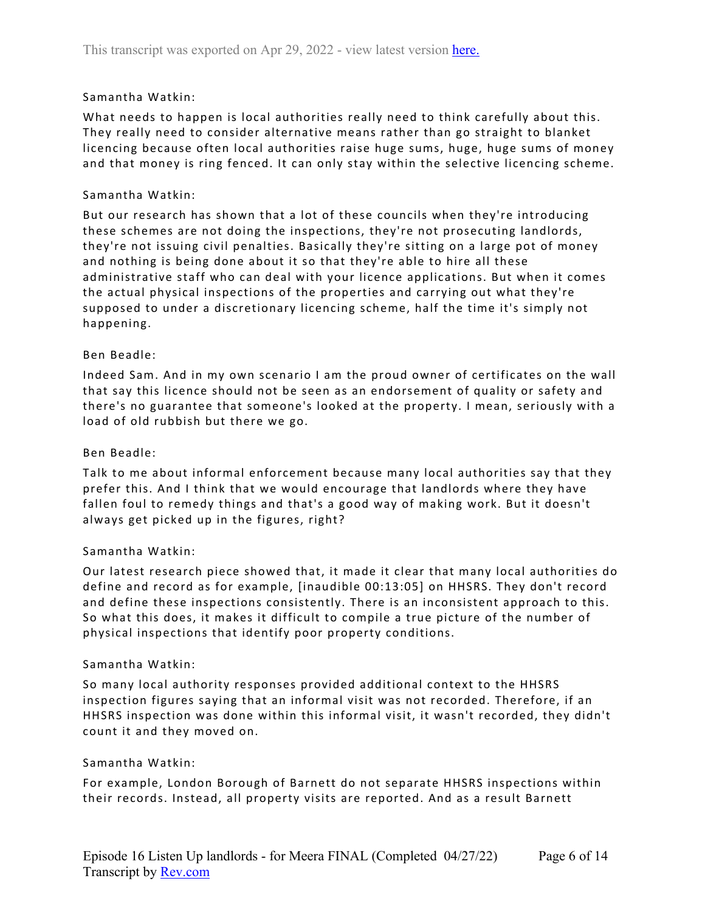Samantha Watkin:

What needs to happen is local authorities really need to think carefully about this. They really need to consider alternative means rather than go straight to blanket licencing because often local authorities raise huge sums, huge, huge sums of money and that money is ring fenced. It can only stay within the selective licencing scheme.

Samantha Watkin:

But our research has shown that a lot of these councils when they're introducing these schemes are not doing the inspections, they're not prosecuting landlords, they're not issuing civil penalties. Basically they're sitting on a large pot of money and nothing is being done about it so that they're able to hire all these administrative staff who can deal with your licence applications. But when it comes the actual physical inspections of the properties and carrying out what they're supposed to under a discretionary licencing scheme, half the time it's simply not happening.

Ben Beadle:

Indeed Sam. And in my own scenario I am the proud owner of certificates on the wall that say this licence should not be seen as an endorsement of quality or safety and there's no guarantee that someone's looked at the property. I mean, seriously with a load of old rubbish but there we go.

Ben Beadle:

Talk to me about informal enforcement because many local authorities say that they prefer this. And I think that we would encourage that landlords where they have fallen foul to remedy things and that's a good way of making work. But it doesn't always get picked up in the figures, right?

Samantha Watkin:

Our latest research piece showed that, it made it clear that many local authorities do define and record as for example, [inaudible 00:13:05] on HHSRS. They don't record and define these inspections consistently. There is an inconsistent approach to this. So what this does, it makes it difficult to compile a true picture of the number of physical inspections that identify poor property conditions.

Samantha Watkin:

So many local authority responses provided additional context to the HHSRS inspection figures saying that an informal visit was not recorded. Therefore, if an HHSRS inspection was done within this informal visit, it wasn't recorded, they didn't count it and they moved on.

Samantha Watkin:

For example, London Borough of Barnett do not separate HHSRS inspections within their records. Instead, all property visits are reported. And as a result Barnett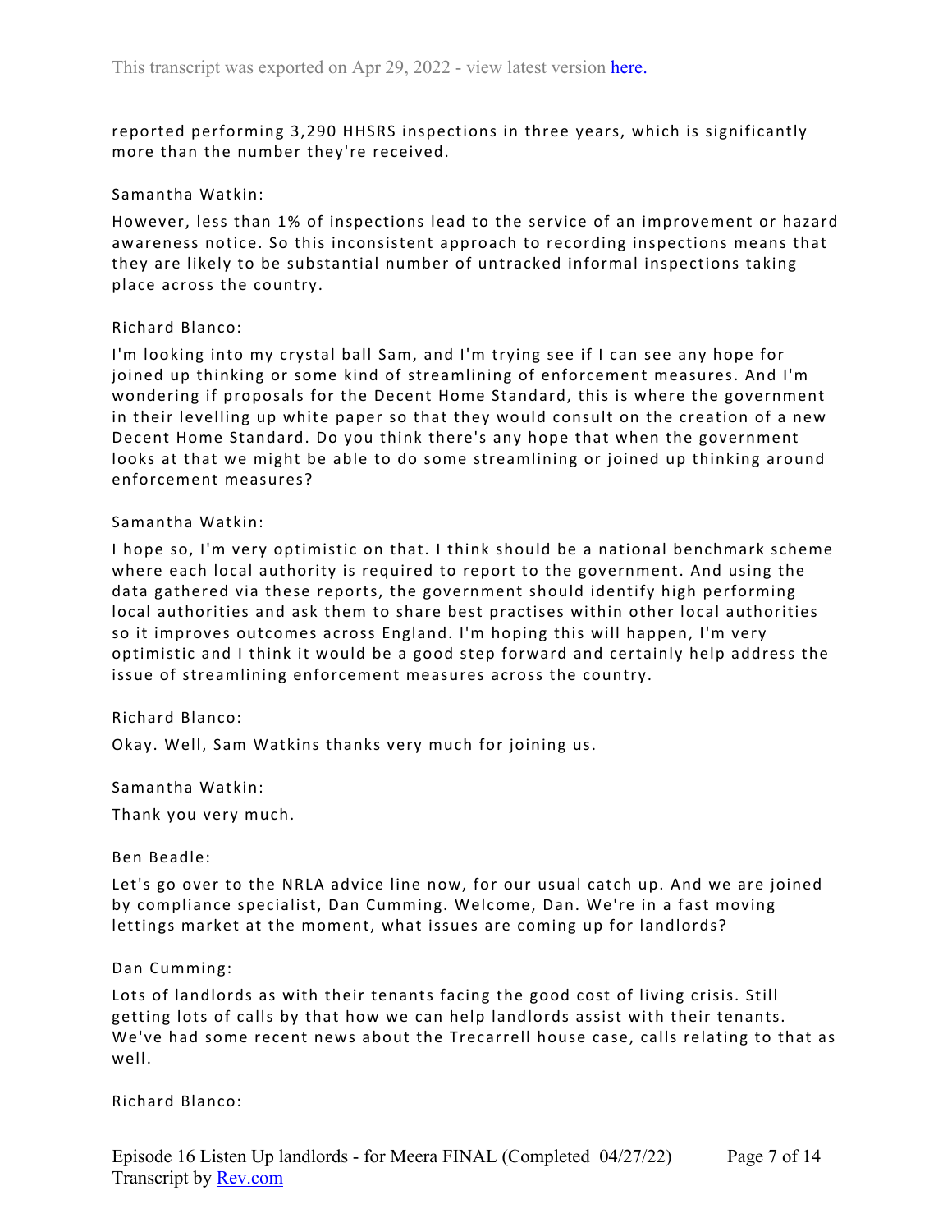reported performing 3,290 HHSRS inspections in three years, which is significantly more than the number they're received.

Samantha Watkin:

However, less than 1% of inspections lead to the service of an improvement or hazard awareness notice. So this inconsistent approach to recording inspections means that they are likely to be substantial number of untracked informal inspections taking place across the country.

Richard Blanco:

I'm looking into my crystal ball Sam, and I'm trying see if I can see any hope for joined up thinking or some kind of streamlining of enforcement measures. And I'm wondering if proposals for the Decent Home Standard, this is where the government in their levelling up white paper so that they would consult on the creation of a new Decent Home Standard. Do you think there's any hope that when the government looks at that we might be able to do some streamlining or joined up thinking around enforcement measures?

Samantha Watkin:

I hope so, I'm very optimistic on that. I think should be a national benchmark scheme where each local authority is required to report to the government. And using the data gathered via these reports, the government should identify high performing local authorities and ask them to share best practises within other local authorities so it improves outcomes across England. I'm hoping this will happen, I'm very optimistic and I think it would be a good step forward and certainly help address the issue of streamlining enforcement measures across the country.

Richard Blanco:

Okay. Well, Sam Watkins thanks very much for joining us.

Samantha Watkin:

Thank you very much.

Ben Beadle:

Let's go over to the NRLA advice line now, for our usual catch up. And we are joined by compliance specialist, Dan Cumming. Welcome, Dan. We're in a fast moving lettings market at the moment, what issues are coming up for landlords?

Dan Cumming:

Lots of landlords as with their tenants facing the good cost of living crisis. Still getting lots of calls by that how we can help landlords assist with their tenants. We've had some recent news about the Trecarrell house case, calls relating to that as well.

Richard Blanco: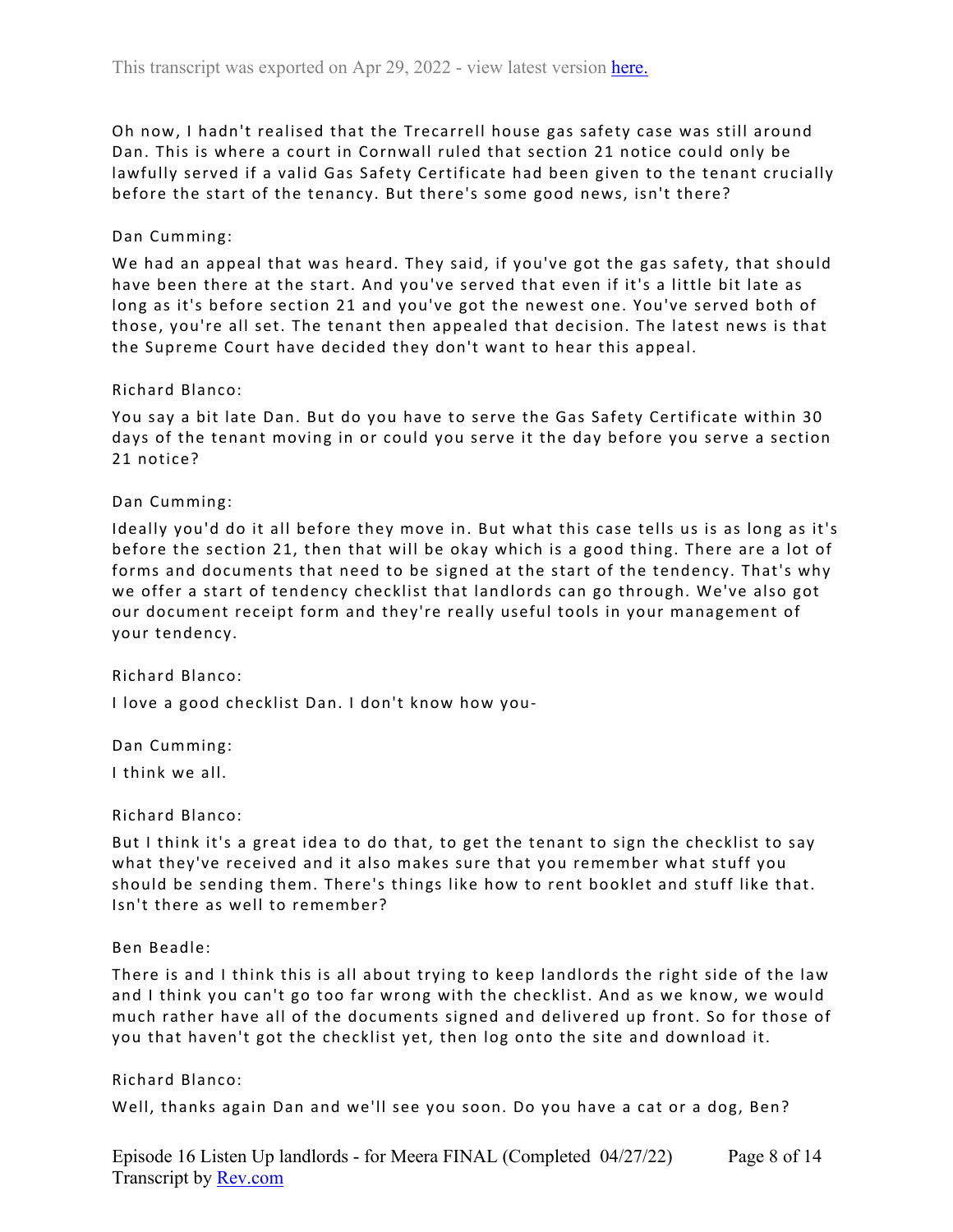Oh now, I hadn't realised that the Trecarrell house gas safety case was still around Dan. This is where a court in Cornwall ruled that section 21 notice could only be lawfully served if a valid Gas Safety Certificate had been given to the tenant crucially before the start of the tenancy. But there's some good news, isn't there?

Dan Cumming:

We had an appeal that was heard. They said, if you've got the gas safety, that should have been there at the start. And you've served that even if it's a little bit late as long as it's before section 21 and you've got the newest one. You've served both of those, you're all set. The tenant then appealed that decision. The latest news is that the Supreme Court have decided they don't want to hear this appeal.

Richard Blanco:

You say a bit late Dan. But do you have to serve the Gas Safety Certificate within 30 days of the tenant moving in or could you serve it the day before you serve a section 21 notice?

Dan Cumming:

Ideally you'd do it all before they move in. But what this case tells us is as long as it's before the section 21, then that will be okay which is a good thing. There are a lot of forms and documents that need to be signed at the start of the tendency. That's why we offer a start of tendency checklist that landlords can go through. We've also got our document receipt form and they're really useful tools in your management of your tendency.

Richard Blanco:

I love a good checklist Dan. I don't know how you-

Dan Cumming:

I think we all.

Richard Blanco:

But I think it's a great idea to do that, to get the tenant to sign the checklist to say what they've received and it also makes sure that you remember what stuff you should be sending them. There's things like how to rent booklet and stuff like that. Isn't there as well to remember?

Ben Beadle:

There is and I think this is all about trying to keep landlords the right side of the law and I think you can't go too far wrong with the checklist. And as we know, we would much rather have all of the documents signed and delivered up front. So for those of you that haven't got the checklist yet, then log onto the site and download it.

Richard Blanco:

Well, thanks again Dan and we'll see you soon. Do you have a cat or a dog, Ben?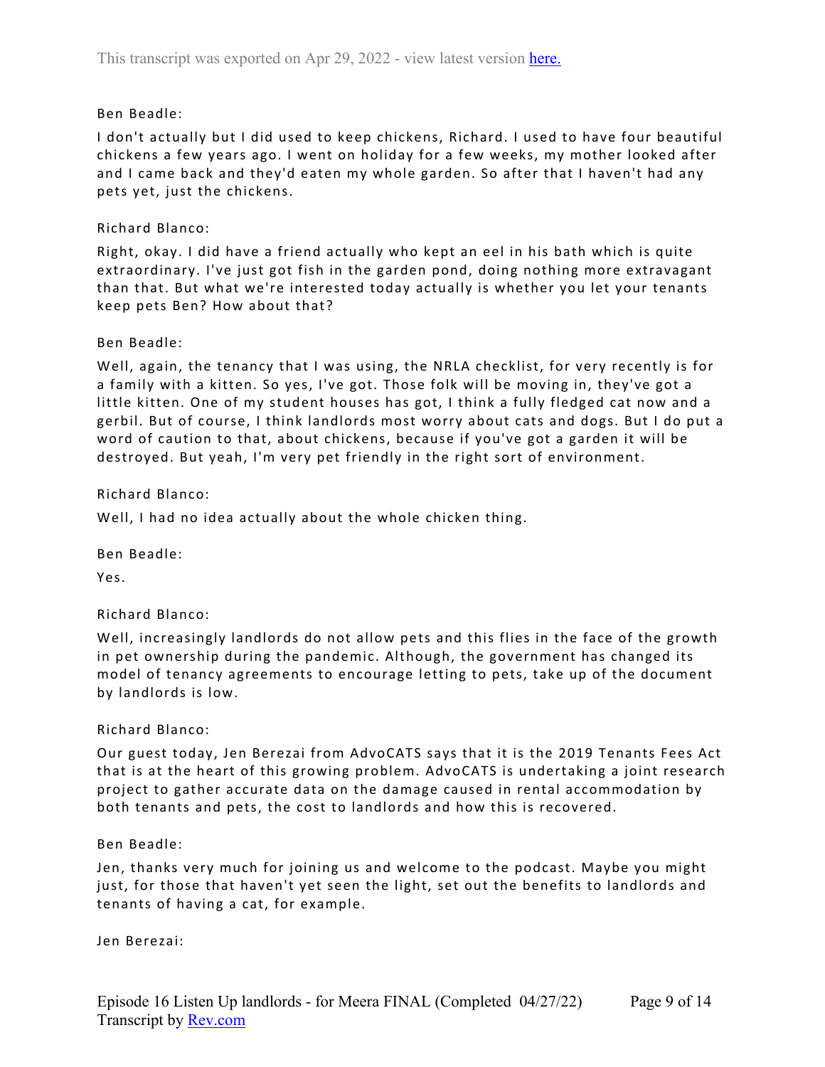Ben Beadle:

I don't actually but I did used to keep chickens, Richard. I used to have four beautiful chickens a few years ago. I went on holiday for a few weeks, my mother looked after and I came back and they'd eaten my whole garden. So after that I haven't had any pets yet, just the chickens.

Richard Blanco:

Right, okay. I did have a friend actually who kept an eel in his bath which is quite extraordinary. I've just got fish in the garden pond, doing nothing more extravagant than that. But what we're interested today actually is whether you let your tenants keep pets Ben? How about that?

Ben Beadle:

Well, again, the tenancy that I was using, the NRLA checklist, for very recently is for a family with a kitten. So yes, I've got. Those folk will be moving in, they've got a little kitten. One of my student houses has got, I think a fully fledged cat now and a gerbil. But of course, I think landlords most worry about cats and dogs. But I do put a word of caution to that, about chickens, because if you've got a garden it will be destroyed. But yeah, I'm very pet friendly in the right sort of environment.

Richard Blanco:

Well, I had no idea actually about the whole chicken thing.

Ben Beadle:

Yes.

Richard Blanco:

Well, increasingly landlords do not allow pets and this flies in the face of the growth in pet ownership during the pandemic. Although, the government has changed its model of tenancy agreements to encourage letting to pets, take up of the document by landlords is low.

Richard Blanco:

Our guest today, Jen Berezai from AdvoCATS says that it is the 2019 Tenants Fees Act that is at the heart of this growing problem. AdvoCATS is undertaking a joint research project to gather accurate data on the damage caused in rental accommodation by both tenants and pets, the cost to landlords and how this is recovered.

Ben Beadle:

Jen, thanks very much for joining us and welcome to the podcast. Maybe you might just, for those that haven't yet seen the light, set out the benefits to landlords and tenants of having a cat, for example.

Jen Berezai: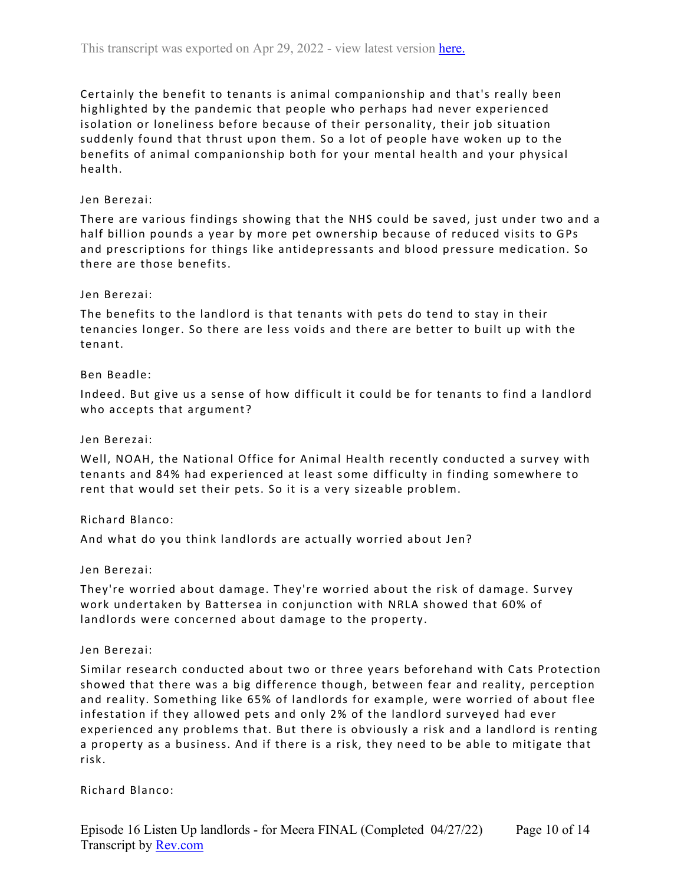Certainly the benefit to tenants is animal companionship and that's really been highlighted by the pandemic that people who perhaps had never experienced isolation or loneliness before because of their personality, their job situation suddenly found that thrust upon them. So a lot of people have woken up to the benefits of animal companionship both for your mental health and your physical health.

Jen Berezai:

There are various findings showing that the NHS could be saved, just under two and a half billion pounds a year by more pet ownership because of reduced visits to GPs and prescriptions for things like antidepressants and blood pressure medication. So there are those benefits.

Jen Berezai:

The benefits to the landlord is that tenants with pets do tend to stay in their tenancies longer. So there are less voids and there are better to built up with the tenant.

Ben Beadle:

Indeed. But give us a sense of how difficult it could be for tenants to find a landlord who accepts that argument?

Jen Berezai:

Well, NOAH, the National Office for Animal Health recently conducted a survey with tenants and 84% had experienced at least some difficulty in finding somewhere to rent that would set their pets. So it is a very sizeable problem.

Richard Blanco:

And what do you think landlords are actually worried about Jen?

Jen Berezai:

They're worried about damage. They're worried about the risk of damage. Survey work undertaken by Battersea in conjunction with NRLA showed that 60% of landlords were concerned about damage to the property.

Jen Berezai:

Similar research conducted about two or three years beforehand with Cats Protection showed that there was a big difference though, between fear and reality, perception and reality. Something like 65% of landlords for example, were worried of about flee infestation if they allowed pets and only 2% of the landlord surveyed had ever experienced any problems that. But there is obviously a risk and a landlord is renting a property as a business. And if there is a risk, they need to be able to mitigate that risk.

Richard Blanco: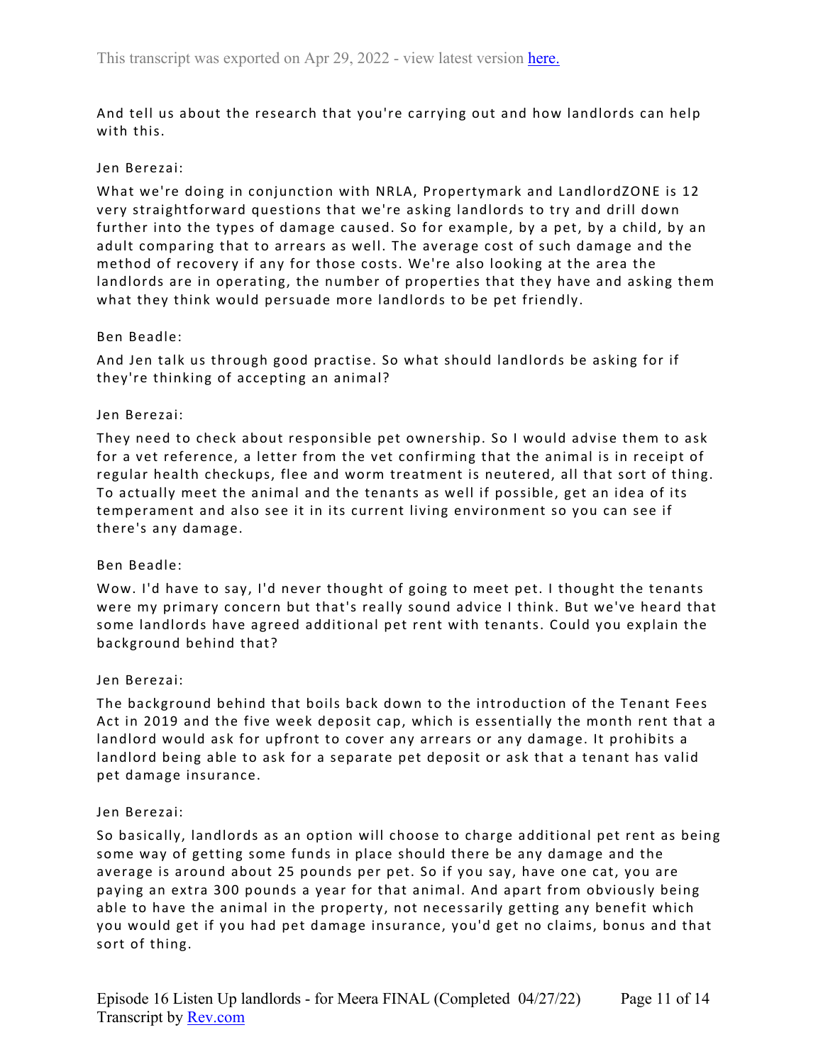And tell us about the research that you're carrying out and how landlords can help with this.

Jen Berezai:

What we're doing in conjunction with NRLA, Propertymark and LandlordZONE is 12 very straightforward questions that we're asking landlords to try and drill down further into the types of damage caused. So for example, by a pet, by a child, by an adult comparing that to arrears as well. The average cost of such damage and the method of recovery if any for those costs. We're also looking at the area the landlords are in operating, the number of properties that they have and asking them what they think would persuade more landlords to be pet friendly.

Ben Beadle:

And Jen talk us through good practise. So what should landlords be asking for if they're thinking of accepting an animal?

Jen Berezai:

They need to check about responsible pet ownership. So I would advise them to ask for a vet reference, a letter from the vet confirming that the animal is in receipt of regular health checkups, flee and worm treatment is neutered, all that sort of thing. To actually meet the animal and the tenants as well if possible, get an idea of its temperament and also see it in its current living environment so you can see if there's any damage.

Ben Beadle:

Wow. I'd have to say, I'd never thought of going to meet pet. I thought the tenants were my primary concern but that's really sound advice I think. But we've heard that some landlords have agreed additional pet rent with tenants. Could you explain the background behind that?

Jen Berezai:

The background behind that boils back down to the introduction of the Tenant Fees Act in 2019 and the five week deposit cap, which is essentially the month rent that a landlord would ask for upfront to cover any arrears or any damage. It prohibits a landlord being able to ask for a separate pet deposit or ask that a tenant has valid pet damage insurance.

Jen Berezai:

So basically, landlords as an option will choose to charge additional pet rent as being some way of getting some funds in place should there be any damage and the average is around about 25 pounds per pet. So if you say, have one cat, you are paying an extra 300 pounds a year for that animal. And apart from obviously being able to have the animal in the property, not necessarily getting any benefit which you would get if you had pet damage insurance, you'd get no claims, bonus and that sort of thing.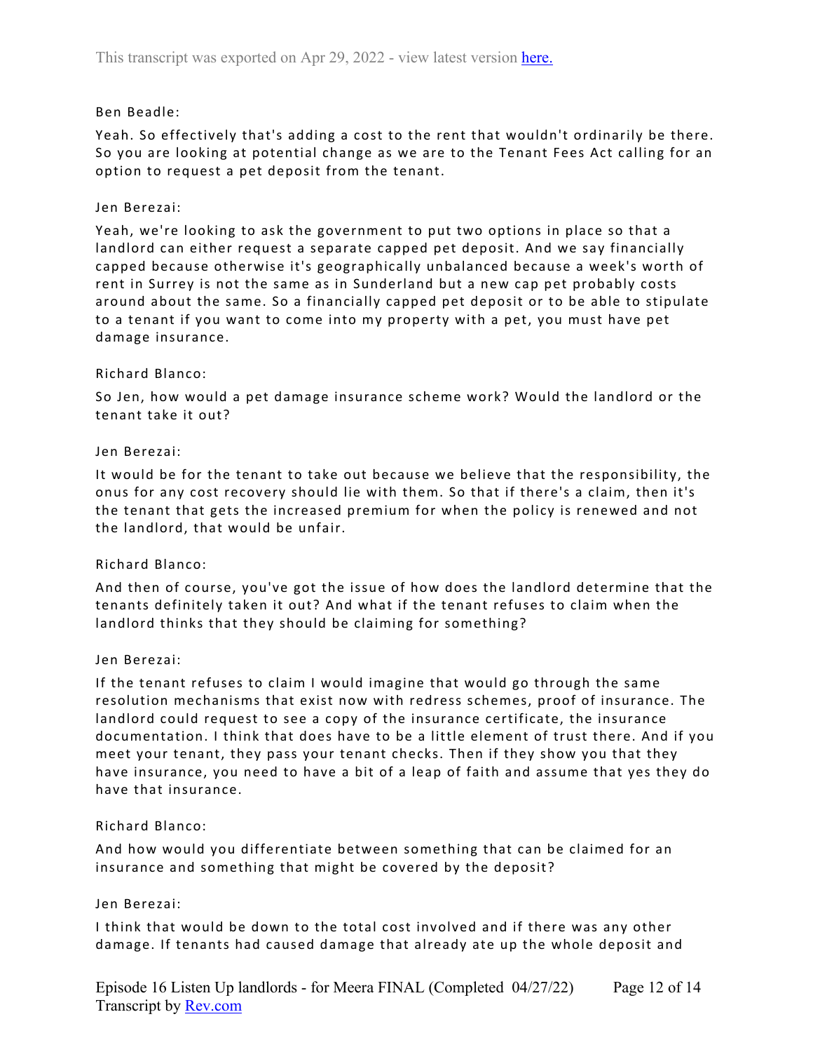Ben Beadle:

Yeah. So effectively that's adding a cost to the rent that wouldn't ordinarily be there. So you are looking at potential change as we are to the Tenant Fees Act calling for an option to request a pet deposit from the tenant.

Jen Berezai:

Yeah, we're looking to ask the government to put two options in place so that a landlord can either request a separate capped pet deposit. And we say financially capped because otherwise it's geographically unbalanced because a week's worth of rent in Surrey is not the same as in Sunderland but a new cap pet probably costs around about the same. So a financially capped pet deposit or to be able to stipulate to a tenant if you want to come into my property with a pet, you must have pet damage insurance.

Richard Blanco:

So Jen, how would a pet damage insurance scheme work? Would the landlord or the tenant take it out?

Jen Berezai:

It would be for the tenant to take out because we believe that the responsibility, the onus for any cost recovery should lie with them. So that if there's a claim, then it's the tenant that gets the increased premium for when the policy is renewed and not the landlord, that would be unfair.

Richard Blanco:

And then of course, you've got the issue of how does the landlord determine that the tenants definitely taken it out? And what if the tenant refuses to claim when the landlord thinks that they should be claiming for something?

Jen Berezai:

If the tenant refuses to claim I would imagine that would go through the same resolution mechanisms that exist now with redress schemes, proof of insurance. The landlord could request to see a copy of the insurance certificate, the insurance documentation. I think that does have to be a little element of trust there. And if you meet your tenant, they pass your tenant checks. Then if they show you that they have insurance, you need to have a bit of a leap of faith and assume that yes they do have that insurance.

Richard Blanco:

And how would you differentiate between something that can be claimed for an insurance and something that might be covered by the deposit?

Jen Berezai:

I think that would be down to the total cost involved and if there was any other damage. If tenants had caused damage that already ate up the whole deposit and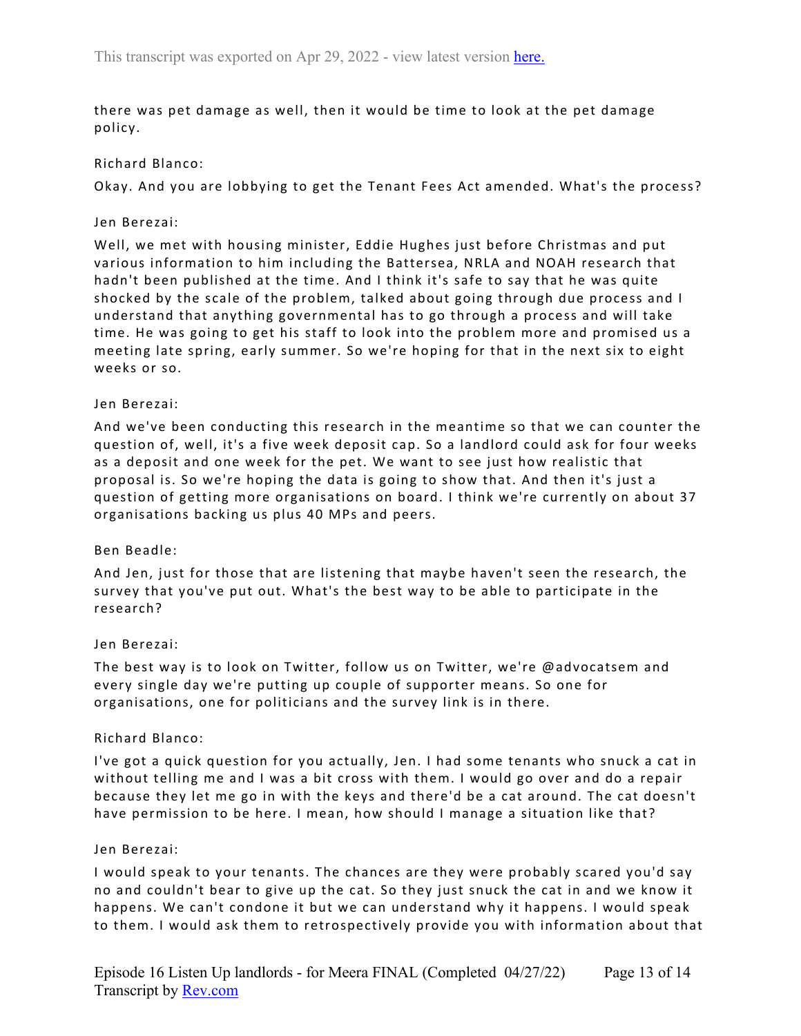there was pet damage as well, then it would be time to look at the pet damage policy.

Richard Blanco:

Okay. And you are lobbying to get the Tenant Fees Act amended. What's the process?

Jen Berezai:

Well, we met with housing minister, Eddie Hughes just before Christmas and put various information to him including the Battersea, NRLA and NOAH research that hadn't been published at the time. And I think it's safe to say that he was quite shocked by the scale of the problem, talked about going through due process and I understand that anything governmental has to go through a process and will take time. He was going to get his staff to look into the problem more and promised us a meeting late spring, early summer. So we're hoping for that in the next six to eight weeks or so.

Jen Berezai:

And we've been conducting this research in the meantime so that we can counter the question of, well, it's a five week deposit cap. So a landlord could ask for four weeks as a deposit and one week for the pet. We want to see just how realistic that proposal is. So we're hoping the data is going to show that. And then it's just a question of getting more organisations on board. I think we're currently on about 37 organisations backing us plus 40 MPs and peers.

Ben Beadle:

And Jen, just for those that are listening that maybe haven't seen the research, the survey that you've put out. What's the best way to be able to participate in the research?

Jen Berezai:

The best way is to look on Twitter, follow us on Twitter, we're @advocatsem and every single day we're putting up couple of supporter means. So one for organisations, one for politicians and the survey link is in there.

Richard Blanco:

I've got a quick question for you actually, Jen. I had some tenants who snuck a cat in without telling me and I was a bit cross with them. I would go over and do a repair because they let me go in with the keys and there'd be a cat around. The cat doesn't have permission to be here. I mean, how should I manage a situation like that?

Jen Berezai:

I would speak to your tenants. The chances are they were probably scared you'd say no and couldn't bear to give up the cat. So they just snuck the cat in and we know it happens. We can't condone it but we can understand why it happens. I would speak to them. I would ask them to retrospectively provide you with information about that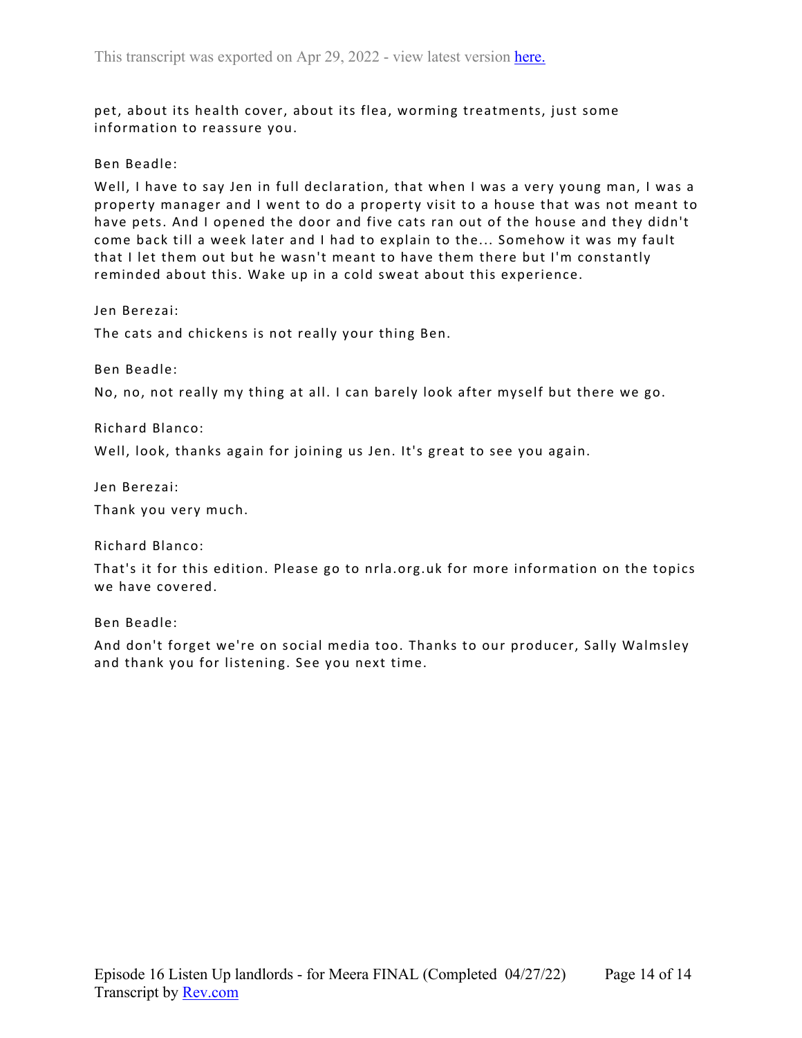pet, about its health cover, about its flea, worming treatments, just some information to reassure you.

Ben Beadle:

Well, I have to say Jen in full declaration, that when I was a very young man, I was a property manager and I went to do a property visit to a house that was not meant to have pets. And I opened the door and five cats ran out of the house and they didn't come back till a week later and I had to explain to the... Somehow it was my fault that I let them out but he wasn't meant to have them there but I'm constantly reminded about this. Wake up in a cold sweat about this experience.

Jen Berezai:

The cats and chickens is not really your thing Ben.

Ben Beadle:

No, no, not really my thing at all. I can barely look after myself but there we go.

Richard Blanco:

Well, look, thanks again for joining us Jen. It's great to see you again.

Jen Berezai:

Thank you very much.

Richard Blanco:

That's it for this edition. Please go to nrla.org.uk for more information on the topics we have covered.

Ben Beadle:

And don't forget we're on social media too. Thanks to our producer, Sally Walmsley and thank you for listening. See you next time.